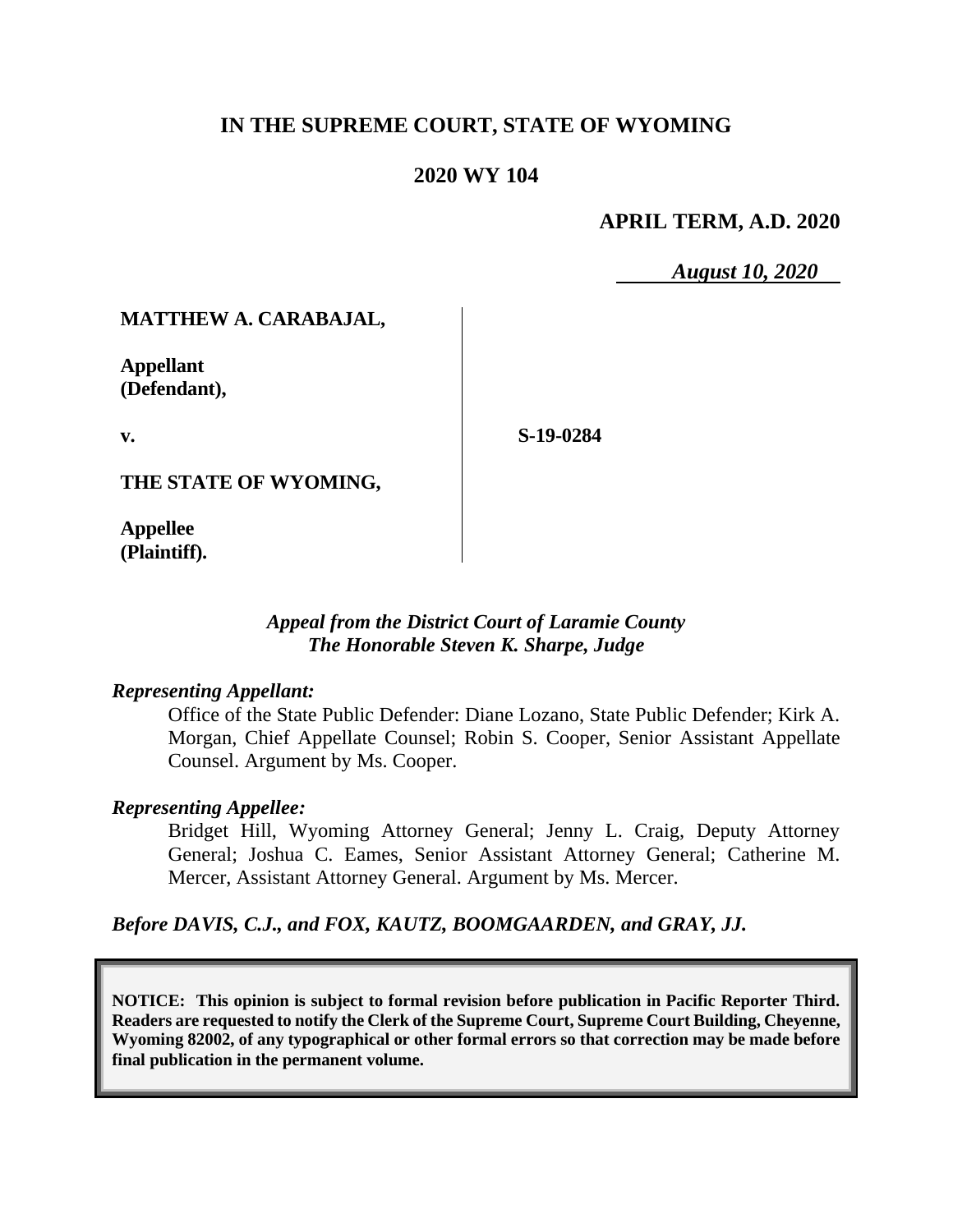# IN THE SUPREME COURT, STATE OF WYOMING

## 2020 WY 104

**APRIL TERM, A.D. 2020**

*August 10, 2020*

**MATTHEW A. CARABAJAL,**

**Appellant (Defendant),**

**v.**

**THE STATE OF WYOMING,**

**Appellee (Plaintiff).**

**S-19-0284**

*Appeal from the District Court of Laramie County*
*The Honorable Steven K. Sharpe, Judge*

*Representing Appellant:*

Office of the State Public Defender: Diane Lozano, State Public Defender; Kirk A. Morgan, Chief Appellate Counsel; Robin S. Cooper, Senior Assistant Appellate Counsel. Argument by Ms. Cooper.

*Representing Appellee:*

Bridget Hill, Wyoming Attorney General; Jenny L. Craig, Deputy Attorney General; Joshua C. Eames, Senior Assistant Attorney General; Catherine M. Mercer, Assistant Attorney General. Argument by Ms. Mercer.

*Before DAVIS, C.J., and FOX, KAUTZ, BOOMGAARDEN, and GRAY, JJ.*

**NOTICE: This opinion is subject to formal revision before publication in Pacific Reporter Third. Readers are requested to notify the Clerk of the Supreme Court, Supreme Court Building, Cheyenne, Wyoming 82002, of any typographical or other formal errors so that correction may be made before final publication in the permanent volume.**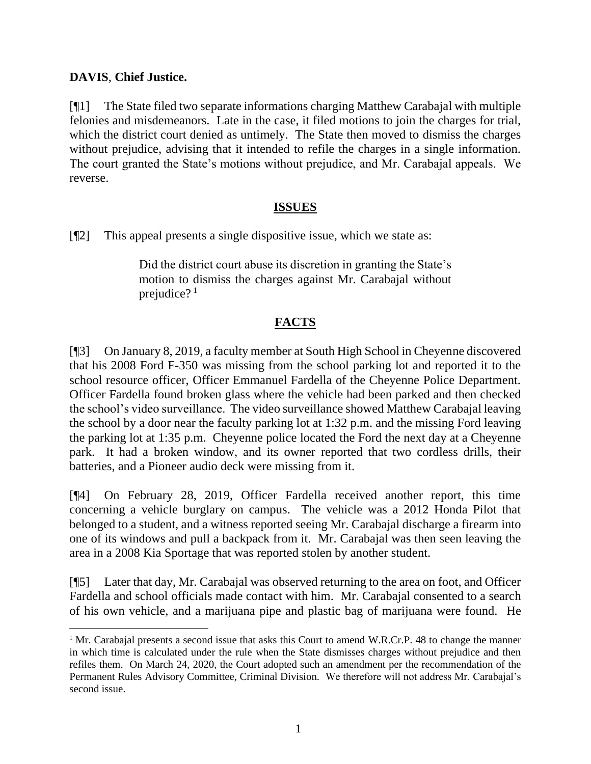**DAVIS**, **Chief Justice.**

[¶1] The State filed two separate informations charging Matthew Carabajal with multiple felonies and misdemeanors. Late in the case, it filed motions to join the charges for trial, which the district court denied as untimely. The State then moved to dismiss the charges without prejudice, advising that it intended to refile the charges in a single information. The court granted the State's motions without prejudice, and Mr. Carabajal appeals. We reverse.

## ISSUES

[¶2] This appeal presents a single dispositive issue, which we state as:

> Did the district court abuse its discretion in granting the State's motion to dismiss the charges against Mr. Carabajal without prejudice? [1]

## FACTS

[¶3] On January 8, 2019, a faculty member at South High School in Cheyenne discovered that his 2008 Ford F-350 was missing from the school parking lot and reported it to the school resource officer, Officer Emmanuel Fardella of the Cheyenne Police Department. Officer Fardella found broken glass where the vehicle had been parked and then checked the school's video surveillance. The video surveillance showed Matthew Carabajal leaving the school by a door near the faculty parking lot at 1:32 p.m. and the missing Ford leaving the parking lot at 1:35 p.m. Cheyenne police located the Ford the next day at a Cheyenne park. It had a broken window, and its owner reported that two cordless drills, their batteries, and a Pioneer audio deck were missing from it.

[¶4] On February 28, 2019, Officer Fardella received another report, this time concerning a vehicle burglary on campus. The vehicle was a 2012 Honda Pilot that belonged to a student, and a witness reported seeing Mr. Carabajal discharge a firearm into one of its windows and pull a backpack from it. Mr. Carabajal was then seen leaving the area in a 2008 Kia Sportage that was reported stolen by another student.

[¶5] Later that day, Mr. Carabajal was observed returning to the area on foot, and Officer Fardella and school officials made contact with him. Mr. Carabajal consented to a search of his own vehicle, and a marijuana pipe and plastic bag of marijuana were found. He

---

[1] Mr. Carabajal presents a second issue that asks this Court to amend W.R.Cr.P. 48 to change the manner in which time is calculated under the rule when the State dismisses charges without prejudice and then refiles them. On March 24, 2020, the Court adopted such an amendment per the recommendation of the Permanent Rules Advisory Committee, Criminal Division. We therefore will not address Mr. Carabajal's second issue.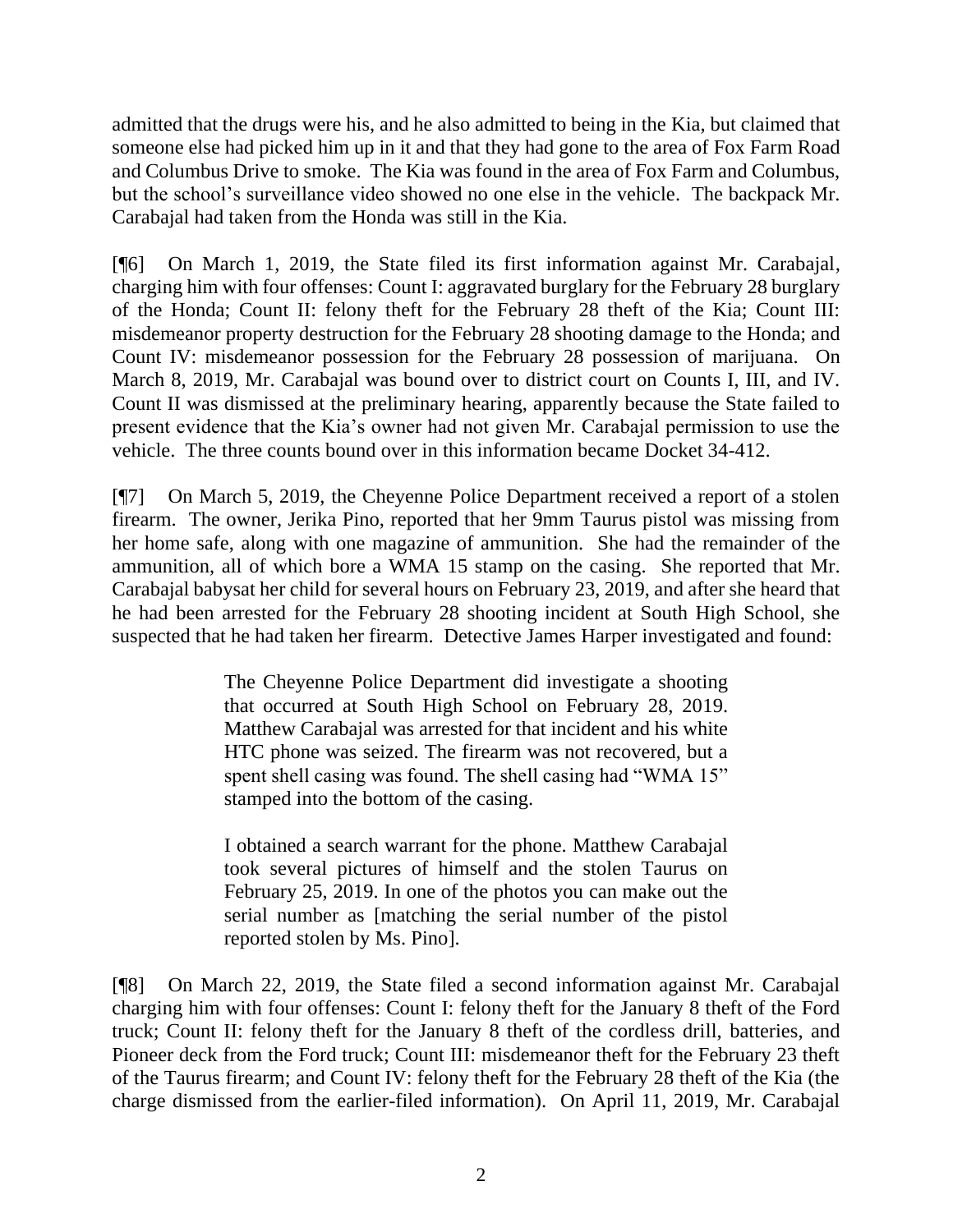admitted that the drugs were his, and he also admitted to being in the Kia, but claimed that someone else had picked him up in it and that they had gone to the area of Fox Farm Road and Columbus Drive to smoke. The Kia was found in the area of Fox Farm and Columbus, but the school's surveillance video showed no one else in the vehicle. The backpack Mr. Carabajal had taken from the Honda was still in the Kia.

[¶6] On March 1, 2019, the State filed its first information against Mr. Carabajal, charging him with four offenses: Count I: aggravated burglary for the February 28 burglary of the Honda; Count II: felony theft for the February 28 theft of the Kia; Count III: misdemeanor property destruction for the February 28 shooting damage to the Honda; and Count IV: misdemeanor possession for the February 28 possession of marijuana. On March 8, 2019, Mr. Carabajal was bound over to district court on Counts I, III, and IV. Count II was dismissed at the preliminary hearing, apparently because the State failed to present evidence that the Kia's owner had not given Mr. Carabajal permission to use the vehicle. The three counts bound over in this information became Docket 34-412.

[¶7] On March 5, 2019, the Cheyenne Police Department received a report of a stolen firearm. The owner, Jerika Pino, reported that her 9mm Taurus pistol was missing from her home safe, along with one magazine of ammunition. She had the remainder of the ammunition, all of which bore a WMA 15 stamp on the casing. She reported that Mr. Carabajal babysat her child for several hours on February 23, 2019, and after she heard that he had been arrested for the February 28 shooting incident at South High School, she suspected that he had taken her firearm. Detective James Harper investigated and found:

> The Cheyenne Police Department did investigate a shooting that occurred at South High School on February 28, 2019. Matthew Carabajal was arrested for that incident and his white HTC phone was seized. The firearm was not recovered, but a spent shell casing was found. The shell casing had "WMA 15" stamped into the bottom of the casing.
>
> I obtained a search warrant for the phone. Matthew Carabajal took several pictures of himself and the stolen Taurus on February 25, 2019. In one of the photos you can make out the serial number as [matching the serial number of the pistol reported stolen by Ms. Pino].

[¶8] On March 22, 2019, the State filed a second information against Mr. Carabajal charging him with four offenses: Count I: felony theft for the January 8 theft of the Ford truck; Count II: felony theft for the January 8 theft of the cordless drill, batteries, and Pioneer deck from the Ford truck; Count III: misdemeanor theft for the February 23 theft of the Taurus firearm; and Count IV: felony theft for the February 28 theft of the Kia (the charge dismissed from the earlier-filed information). On April 11, 2019, Mr. Carabajal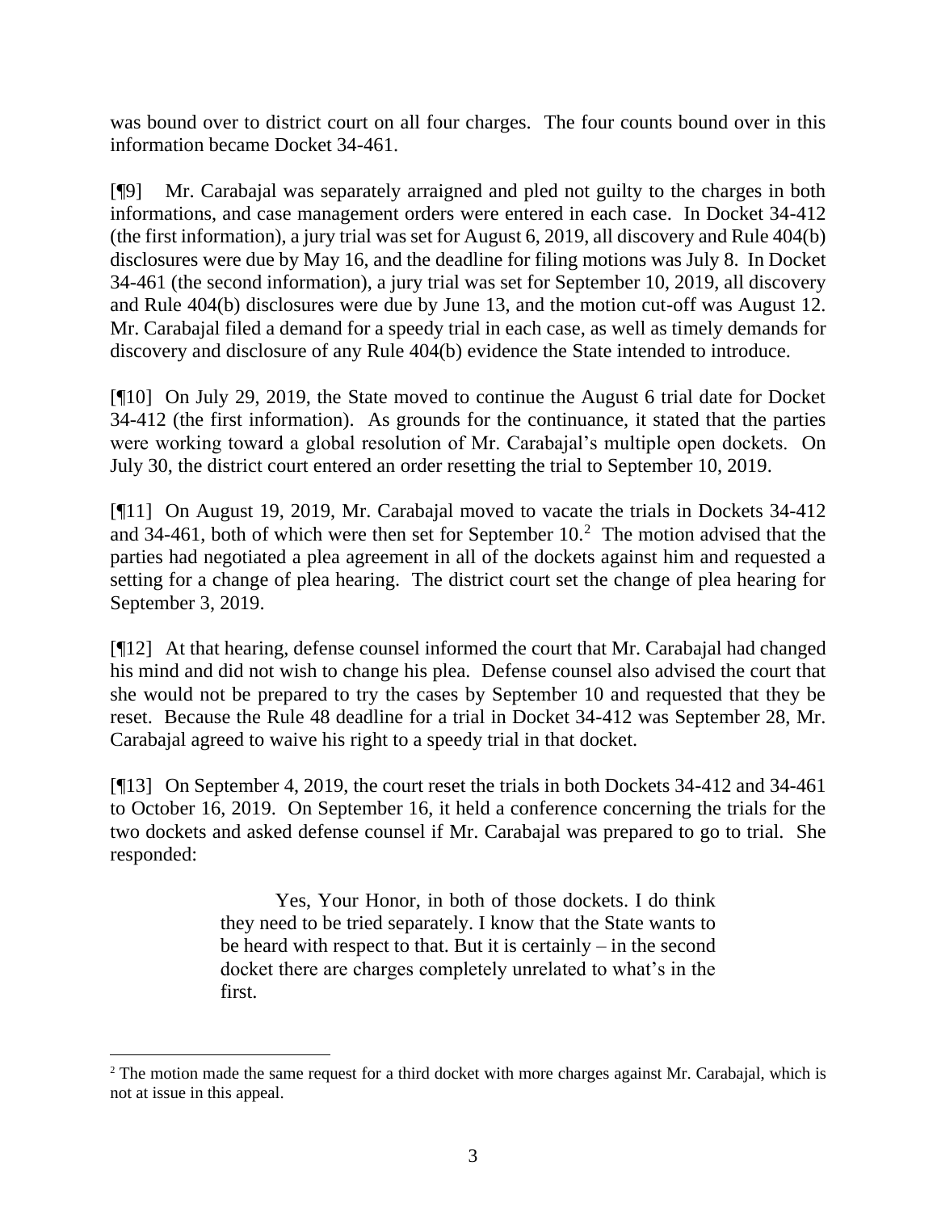was bound over to district court on all four charges. The four counts bound over in this information became Docket 34-461.

[¶9] Mr. Carabajal was separately arraigned and pled not guilty to the charges in both informations, and case management orders were entered in each case. In Docket 34-412 (the first information), a jury trial was set for August 6, 2019, all discovery and Rule 404(b) disclosures were due by May 16, and the deadline for filing motions was July 8. In Docket 34-461 (the second information), a jury trial was set for September 10, 2019, all discovery and Rule 404(b) disclosures were due by June 13, and the motion cut-off was August 12. Mr. Carabajal filed a demand for a speedy trial in each case, as well as timely demands for discovery and disclosure of any Rule 404(b) evidence the State intended to introduce.

[¶10] On July 29, 2019, the State moved to continue the August 6 trial date for Docket 34-412 (the first information). As grounds for the continuance, it stated that the parties were working toward a global resolution of Mr. Carabajal's multiple open dockets. On July 30, the district court entered an order resetting the trial to September 10, 2019.

[¶11] On August 19, 2019, Mr. Carabajal moved to vacate the trials in Dockets 34-412 and 34-461, both of which were then set for September 10.[2] The motion advised that the parties had negotiated a plea agreement in all of the dockets against him and requested a setting for a change of plea hearing. The district court set the change of plea hearing for September 3, 2019.

[¶12] At that hearing, defense counsel informed the court that Mr. Carabajal had changed his mind and did not wish to change his plea. Defense counsel also advised the court that she would not be prepared to try the cases by September 10 and requested that they be reset. Because the Rule 48 deadline for a trial in Docket 34-412 was September 28, Mr. Carabajal agreed to waive his right to a speedy trial in that docket.

[¶13] On September 4, 2019, the court reset the trials in both Dockets 34-412 and 34-461 to October 16, 2019. On September 16, it held a conference concerning the trials for the two dockets and asked defense counsel if Mr. Carabajal was prepared to go to trial. She responded:

> Yes, Your Honor, in both of those dockets. I do think they need to be tried separately. I know that the State wants to be heard with respect to that. But it is certainly – in the second docket there are charges completely unrelated to what's in the first.

---

[2] The motion made the same request for a third docket with more charges against Mr. Carabajal, which is not at issue in this appeal.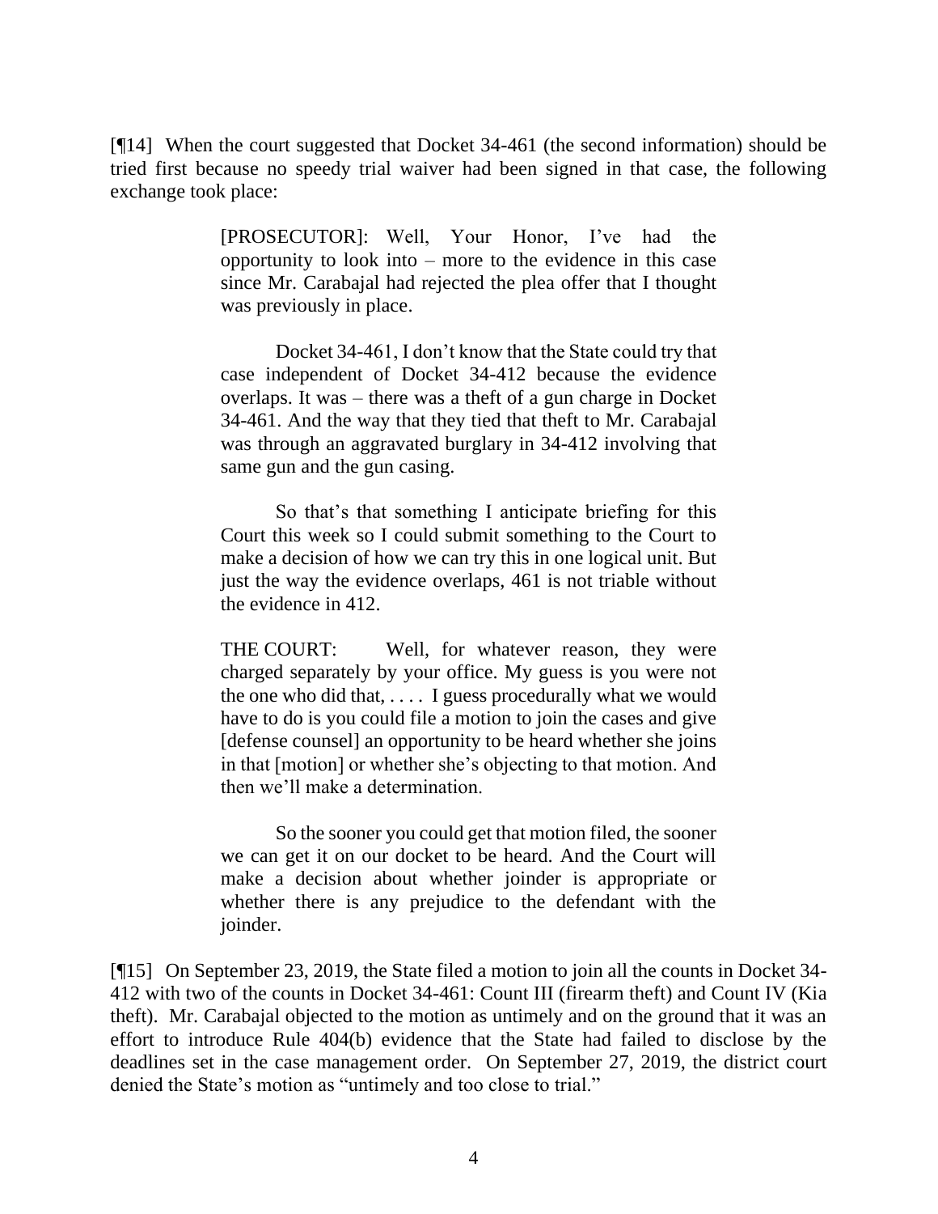[¶14] When the court suggested that Docket 34-461 (the second information) should be tried first because no speedy trial waiver had been signed in that case, the following exchange took place:

> [PROSECUTOR]: Well, Your Honor, I've had the opportunity to look into – more to the evidence in this case since Mr. Carabajal had rejected the plea offer that I thought was previously in place.
>
> Docket 34-461, I don't know that the State could try that case independent of Docket 34-412 because the evidence overlaps. It was – there was a theft of a gun charge in Docket 34-461. And the way that they tied that theft to Mr. Carabajal was through an aggravated burglary in 34-412 involving that same gun and the gun casing.
>
> So that's that something I anticipate briefing for this Court this week so I could submit something to the Court to make a decision of how we can try this in one logical unit. But just the way the evidence overlaps, 461 is not triable without the evidence in 412.
>
> THE COURT: Well, for whatever reason, they were charged separately by your office. My guess is you were not the one who did that, . . . . I guess procedurally what we would have to do is you could file a motion to join the cases and give [defense counsel] an opportunity to be heard whether she joins in that [motion] or whether she's objecting to that motion. And then we'll make a determination.
>
> So the sooner you could get that motion filed, the sooner we can get it on our docket to be heard. And the Court will make a decision about whether joinder is appropriate or whether there is any prejudice to the defendant with the joinder.

[¶15] On September 23, 2019, the State filed a motion to join all the counts in Docket 34-412 with two of the counts in Docket 34-461: Count III (firearm theft) and Count IV (Kia theft). Mr. Carabajal objected to the motion as untimely and on the ground that it was an effort to introduce Rule 404(b) evidence that the State had failed to disclose by the deadlines set in the case management order. On September 27, 2019, the district court denied the State's motion as "untimely and too close to trial."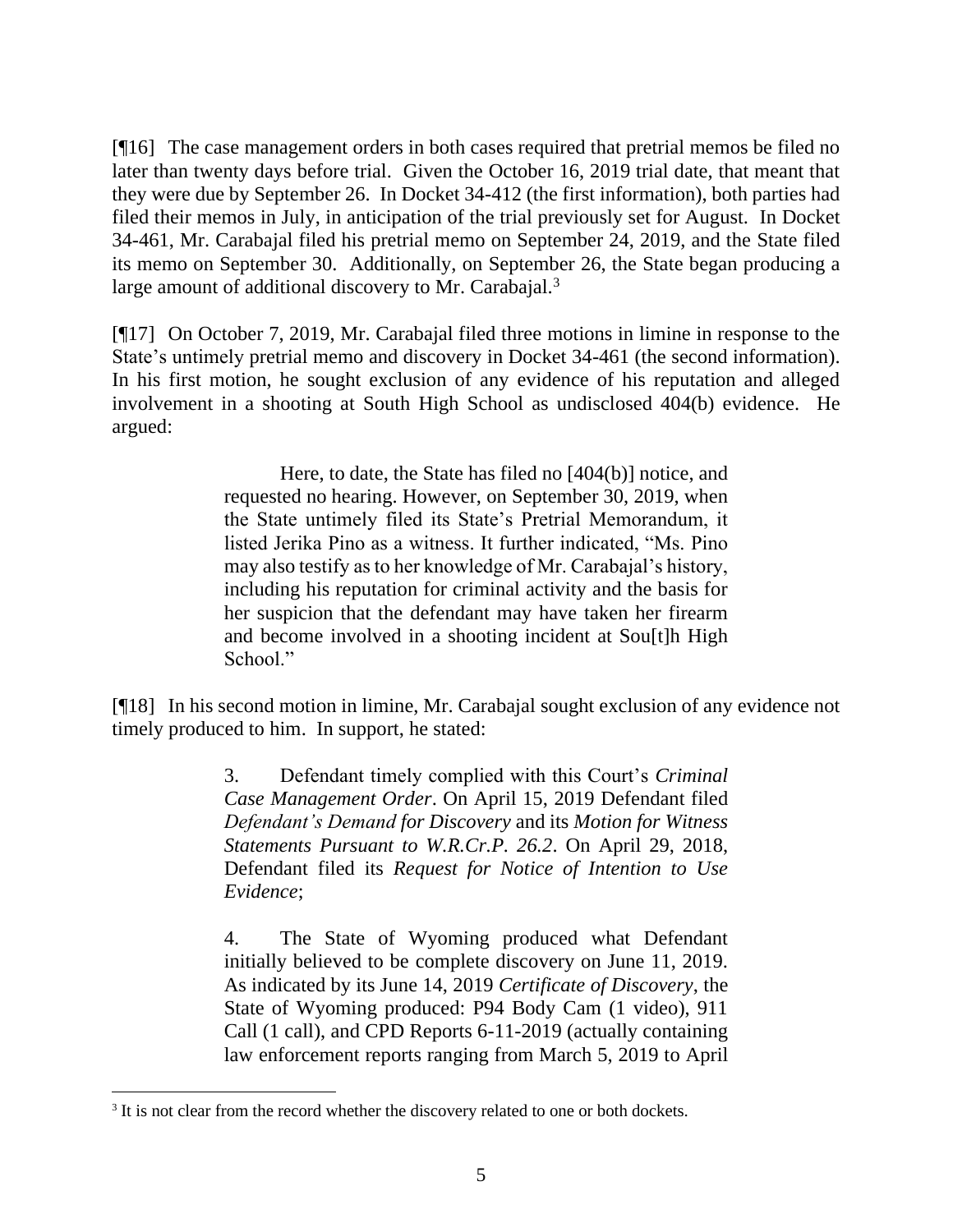[¶16] The case management orders in both cases required that pretrial memos be filed no later than twenty days before trial. Given the October 16, 2019 trial date, that meant that they were due by September 26. In Docket 34-412 (the first information), both parties had filed their memos in July, in anticipation of the trial previously set for August. In Docket 34-461, Mr. Carabajal filed his pretrial memo on September 24, 2019, and the State filed its memo on September 30. Additionally, on September 26, the State began producing a large amount of additional discovery to Mr. Carabajal.[3]

[¶17] On October 7, 2019, Mr. Carabajal filed three motions in limine in response to the State's untimely pretrial memo and discovery in Docket 34-461 (the second information). In his first motion, he sought exclusion of any evidence of his reputation and alleged involvement in a shooting at South High School as undisclosed 404(b) evidence. He argued:

> Here, to date, the State has filed no [404(b)] notice, and requested no hearing. However, on September 30, 2019, when the State untimely filed its State's Pretrial Memorandum, it listed Jerika Pino as a witness. It further indicated, "Ms. Pino may also testify as to her knowledge of Mr. Carabajal's history, including his reputation for criminal activity and the basis for her suspicion that the defendant may have taken her firearm and become involved in a shooting incident at Sou[t]h High School."

[¶18] In his second motion in limine, Mr. Carabajal sought exclusion of any evidence not timely produced to him. In support, he stated:

> 3. Defendant timely complied with this Court's *Criminal Case Management Order*. On April 15, 2019 Defendant filed *Defendant's Demand for Discovery* and its *Motion for Witness Statements Pursuant to W.R.Cr.P. 26.2*. On April 29, 2018, Defendant filed its *Request for Notice of Intention to Use Evidence*;
>
> 4. The State of Wyoming produced what Defendant initially believed to be complete discovery on June 11, 2019. As indicated by its June 14, 2019 *Certificate of Discovery*, the State of Wyoming produced: P94 Body Cam (1 video), 911 Call (1 call), and CPD Reports 6-11-2019 (actually containing law enforcement reports ranging from March 5, 2019 to April

[3] It is not clear from the record whether the discovery related to one or both dockets.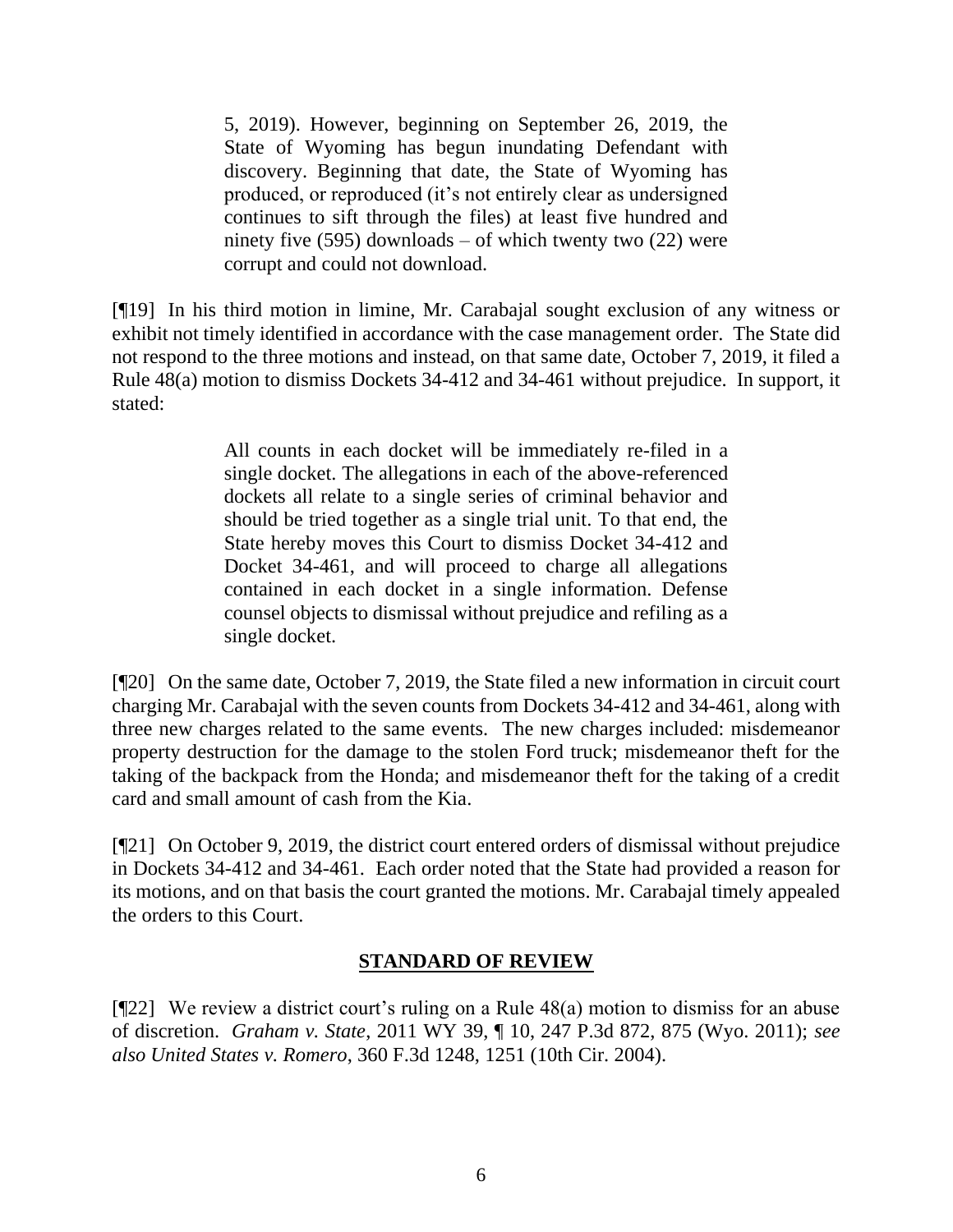> 5, 2019). However, beginning on September 26, 2019, the State of Wyoming has begun inundating Defendant with discovery. Beginning that date, the State of Wyoming has produced, or reproduced (it's not entirely clear as undersigned continues to sift through the files) at least five hundred and ninety five (595) downloads – of which twenty two (22) were corrupt and could not download.

[¶19] In his third motion in limine, Mr. Carabajal sought exclusion of any witness or exhibit not timely identified in accordance with the case management order. The State did not respond to the three motions and instead, on that same date, October 7, 2019, it filed a Rule 48(a) motion to dismiss Dockets 34-412 and 34-461 without prejudice. In support, it stated:

> All counts in each docket will be immediately re-filed in a single docket. The allegations in each of the above-referenced dockets all relate to a single series of criminal behavior and should be tried together as a single trial unit. To that end, the State hereby moves this Court to dismiss Docket 34-412 and Docket 34-461, and will proceed to charge all allegations contained in each docket in a single information. Defense counsel objects to dismissal without prejudice and refiling as a single docket.

[¶20] On the same date, October 7, 2019, the State filed a new information in circuit court charging Mr. Carabajal with the seven counts from Dockets 34-412 and 34-461, along with three new charges related to the same events. The new charges included: misdemeanor property destruction for the damage to the stolen Ford truck; misdemeanor theft for the taking of the backpack from the Honda; and misdemeanor theft for the taking of a credit card and small amount of cash from the Kia.

[¶21] On October 9, 2019, the district court entered orders of dismissal without prejudice in Dockets 34-412 and 34-461. Each order noted that the State had provided a reason for its motions, and on that basis the court granted the motions. Mr. Carabajal timely appealed the orders to this Court.

## STANDARD OF REVIEW

[¶22] We review a district court's ruling on a Rule 48(a) motion to dismiss for an abuse of discretion. *Graham v. State*, 2011 WY 39, ¶ 10, 247 P.3d 872, 875 (Wyo. 2011); *see also United States v. Romero*, 360 F.3d 1248, 1251 (10th Cir. 2004).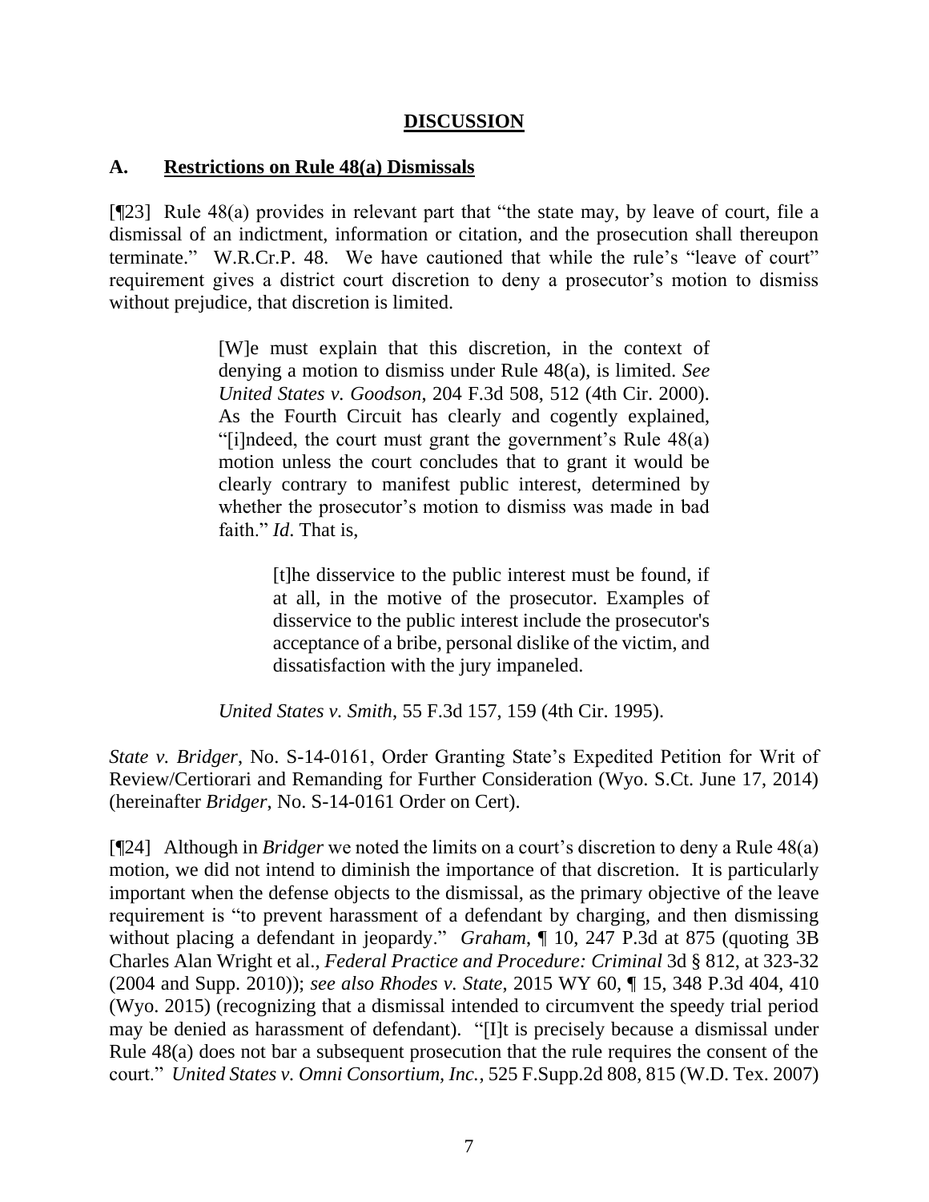## DISCUSSION

### A. Restrictions on Rule 48(a) Dismissals

[¶23] Rule 48(a) provides in relevant part that "the state may, by leave of court, file a dismissal of an indictment, information or citation, and the prosecution shall thereupon terminate." W.R.Cr.P. 48. We have cautioned that while the rule's "leave of court" requirement gives a district court discretion to deny a prosecutor's motion to dismiss without prejudice, that discretion is limited.

> [W]e must explain that this discretion, in the context of denying a motion to dismiss under Rule 48(a), is limited. *See United States v. Goodson*, 204 F.3d 508, 512 (4th Cir. 2000). As the Fourth Circuit has clearly and cogently explained, "[i]ndeed, the court must grant the government's Rule 48(a) motion unless the court concludes that to grant it would be clearly contrary to manifest public interest, determined by whether the prosecutor's motion to dismiss was made in bad faith." *Id*. That is,
>
> > [t]he disservice to the public interest must be found, if at all, in the motive of the prosecutor. Examples of disservice to the public interest include the prosecutor's acceptance of a bribe, personal dislike of the victim, and dissatisfaction with the jury impaneled.
>
> *United States v. Smith*, 55 F.3d 157, 159 (4th Cir. 1995).

*State v. Bridger*, No. S-14-0161, Order Granting State's Expedited Petition for Writ of Review/Certiorari and Remanding for Further Consideration (Wyo. S.Ct. June 17, 2014) (hereinafter *Bridger*, No. S-14-0161 Order on Cert).

[¶24] Although in *Bridger* we noted the limits on a court's discretion to deny a Rule 48(a) motion, we did not intend to diminish the importance of that discretion. It is particularly important when the defense objects to the dismissal, as the primary objective of the leave requirement is "to prevent harassment of a defendant by charging, and then dismissing without placing a defendant in jeopardy." *Graham*, ¶ 10, 247 P.3d at 875 (quoting 3B Charles Alan Wright et al., *Federal Practice and Procedure: Criminal* 3d § 812, at 323-32 (2004 and Supp. 2010)); *see also Rhodes v. State*, 2015 WY 60, ¶ 15, 348 P.3d 404, 410 (Wyo. 2015) (recognizing that a dismissal intended to circumvent the speedy trial period may be denied as harassment of defendant). "[I]t is precisely because a dismissal under Rule 48(a) does not bar a subsequent prosecution that the rule requires the consent of the court." *United States v. Omni Consortium, Inc.*, 525 F.Supp.2d 808, 815 (W.D. Tex. 2007)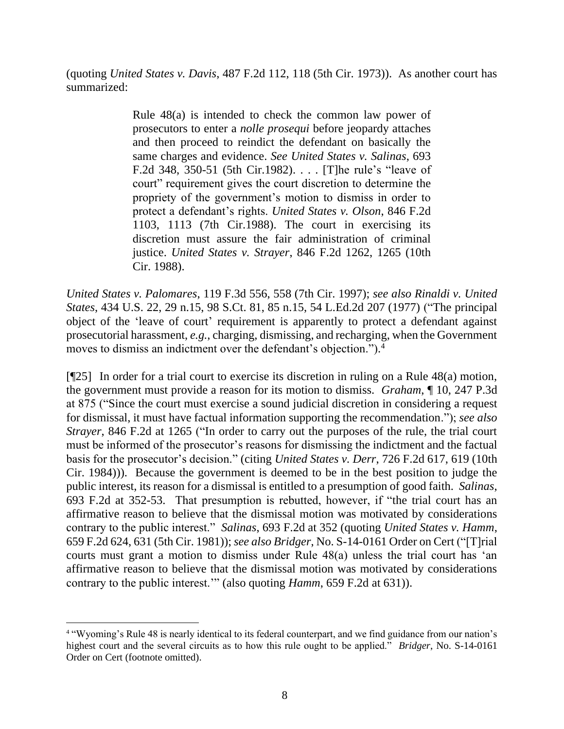(quoting *United States v. Davis*, 487 F.2d 112, 118 (5th Cir. 1973)). As another court has summarized:

> Rule 48(a) is intended to check the common law power of prosecutors to enter a *nolle prosequi* before jeopardy attaches and then proceed to reindict the defendant on basically the same charges and evidence. *See United States v. Salinas*, 693 F.2d 348, 350-51 (5th Cir.1982). . . . [T]he rule's "leave of court" requirement gives the court discretion to determine the propriety of the government's motion to dismiss in order to protect a defendant's rights. *United States v. Olson*, 846 F.2d 1103, 1113 (7th Cir.1988). The court in exercising its discretion must assure the fair administration of criminal justice. *United States v. Strayer*, 846 F.2d 1262, 1265 (10th Cir. 1988).

*United States v. Palomares*, 119 F.3d 556, 558 (7th Cir. 1997); *see also Rinaldi v. United States*, 434 U.S. 22, 29 n.15, 98 S.Ct. 81, 85 n.15, 54 L.Ed.2d 207 (1977) ("The principal object of the 'leave of court' requirement is apparently to protect a defendant against prosecutorial harassment, *e.g.*, charging, dismissing, and recharging, when the Government moves to dismiss an indictment over the defendant's objection.").[4]

[¶25] In order for a trial court to exercise its discretion in ruling on a Rule 48(a) motion, the government must provide a reason for its motion to dismiss. *Graham*, ¶ 10, 247 P.3d at 875 ("Since the court must exercise a sound judicial discretion in considering a request for dismissal, it must have factual information supporting the recommendation."); *see also Strayer*, 846 F.2d at 1265 ("In order to carry out the purposes of the rule, the trial court must be informed of the prosecutor's reasons for dismissing the indictment and the factual basis for the prosecutor's decision." (citing *United States v. Derr*, 726 F.2d 617, 619 (10th Cir. 1984))). Because the government is deemed to be in the best position to judge the public interest, its reason for a dismissal is entitled to a presumption of good faith. *Salinas*, 693 F.2d at 352-53. That presumption is rebutted, however, if "the trial court has an affirmative reason to believe that the dismissal motion was motivated by considerations contrary to the public interest." *Salinas*, 693 F.2d at 352 (quoting *United States v. Hamm*, 659 F.2d 624, 631 (5th Cir. 1981)); *see also Bridger*, No. S-14-0161 Order on Cert ("[T]rial courts must grant a motion to dismiss under Rule 48(a) unless the trial court has 'an affirmative reason to believe that the dismissal motion was motivated by considerations contrary to the public interest.'" (also quoting *Hamm*, 659 F.2d at 631)).

---

[4] "Wyoming's Rule 48 is nearly identical to its federal counterpart, and we find guidance from our nation's highest court and the several circuits as to how this rule ought to be applied." *Bridger*, No. S-14-0161 Order on Cert (footnote omitted).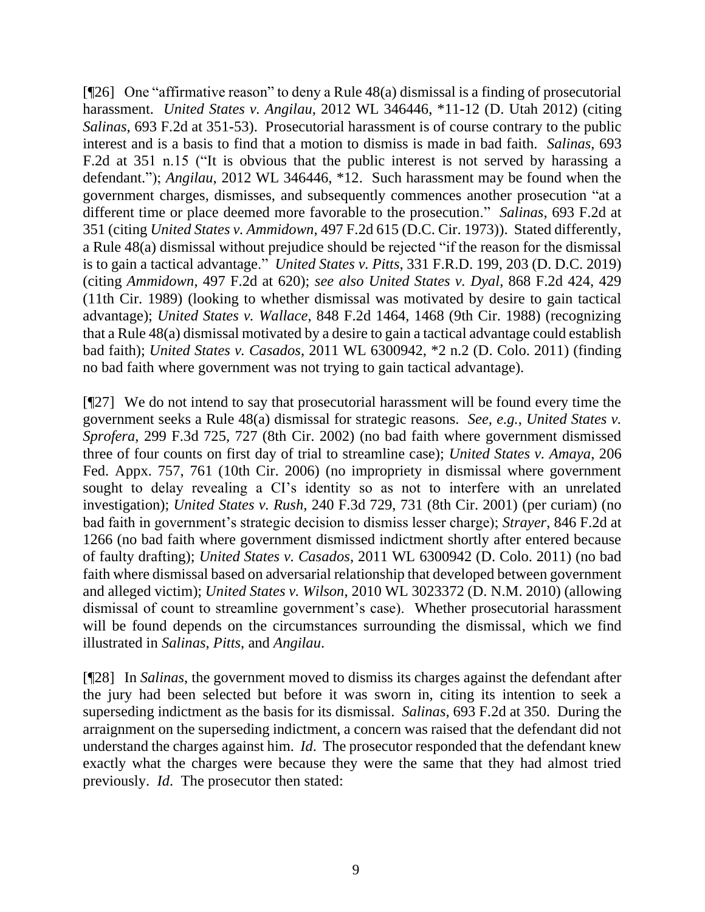[¶26] One "affirmative reason" to deny a Rule 48(a) dismissal is a finding of prosecutorial harassment. *United States v. Angilau*, 2012 WL 346446, *11-12 (D. Utah 2012) (citing *Salinas*, 693 F.2d at 351-53). Prosecutorial harassment is of course contrary to the public interest and is a basis to find that a motion to dismiss is made in bad faith. *Salinas*, 693 F.2d at 351 n.15 ("It is obvious that the public interest is not served by harassing a defendant."); *Angilau*, 2012 WL 346446, *12. Such harassment may be found when the government charges, dismisses, and subsequently commences another prosecution "at a different time or place deemed more favorable to the prosecution." *Salinas*, 693 F.2d at 351 (citing *United States v. Ammidown*, 497 F.2d 615 (D.C. Cir. 1973)). Stated differently, a Rule 48(a) dismissal without prejudice should be rejected "if the reason for the dismissal is to gain a tactical advantage." *United States v. Pitts*, 331 F.R.D. 199, 203 (D. D.C. 2019) (citing *Ammidown*, 497 F.2d at 620); *see also United States v. Dyal*, 868 F.2d 424, 429 (11th Cir. 1989) (looking to whether dismissal was motivated by desire to gain tactical advantage); *United States v. Wallace*, 848 F.2d 1464, 1468 (9th Cir. 1988) (recognizing that a Rule 48(a) dismissal motivated by a desire to gain a tactical advantage could establish bad faith); *United States v. Casados*, 2011 WL 6300942, *2 n.2 (D. Colo. 2011) (finding no bad faith where government was not trying to gain tactical advantage).

[¶27] We do not intend to say that prosecutorial harassment will be found every time the government seeks a Rule 48(a) dismissal for strategic reasons. *See, e.g.*, *United States v. Sprofera*, 299 F.3d 725, 727 (8th Cir. 2002) (no bad faith where government dismissed three of four counts on first day of trial to streamline case); *United States v. Amaya*, 206 Fed. Appx. 757, 761 (10th Cir. 2006) (no impropriety in dismissal where government sought to delay revealing a CI's identity so as not to interfere with an unrelated investigation); *United States v. Rush*, 240 F.3d 729, 731 (8th Cir. 2001) (per curiam) (no bad faith in government's strategic decision to dismiss lesser charge); *Strayer*, 846 F.2d at 1266 (no bad faith where government dismissed indictment shortly after entered because of faulty drafting); *United States v. Casados*, 2011 WL 6300942 (D. Colo. 2011) (no bad faith where dismissal based on adversarial relationship that developed between government and alleged victim); *United States v. Wilson*, 2010 WL 3023372 (D. N.M. 2010) (allowing dismissal of count to streamline government's case). Whether prosecutorial harassment will be found depends on the circumstances surrounding the dismissal, which we find illustrated in *Salinas*, *Pitts*, and *Angilau*.

[¶28] In *Salinas*, the government moved to dismiss its charges against the defendant after the jury had been selected but before it was sworn in, citing its intention to seek a superseding indictment as the basis for its dismissal. *Salinas*, 693 F.2d at 350. During the arraignment on the superseding indictment, a concern was raised that the defendant did not understand the charges against him. *Id*. The prosecutor responded that the defendant knew exactly what the charges were because they were the same that they had almost tried previously. *Id*. The prosecutor then stated: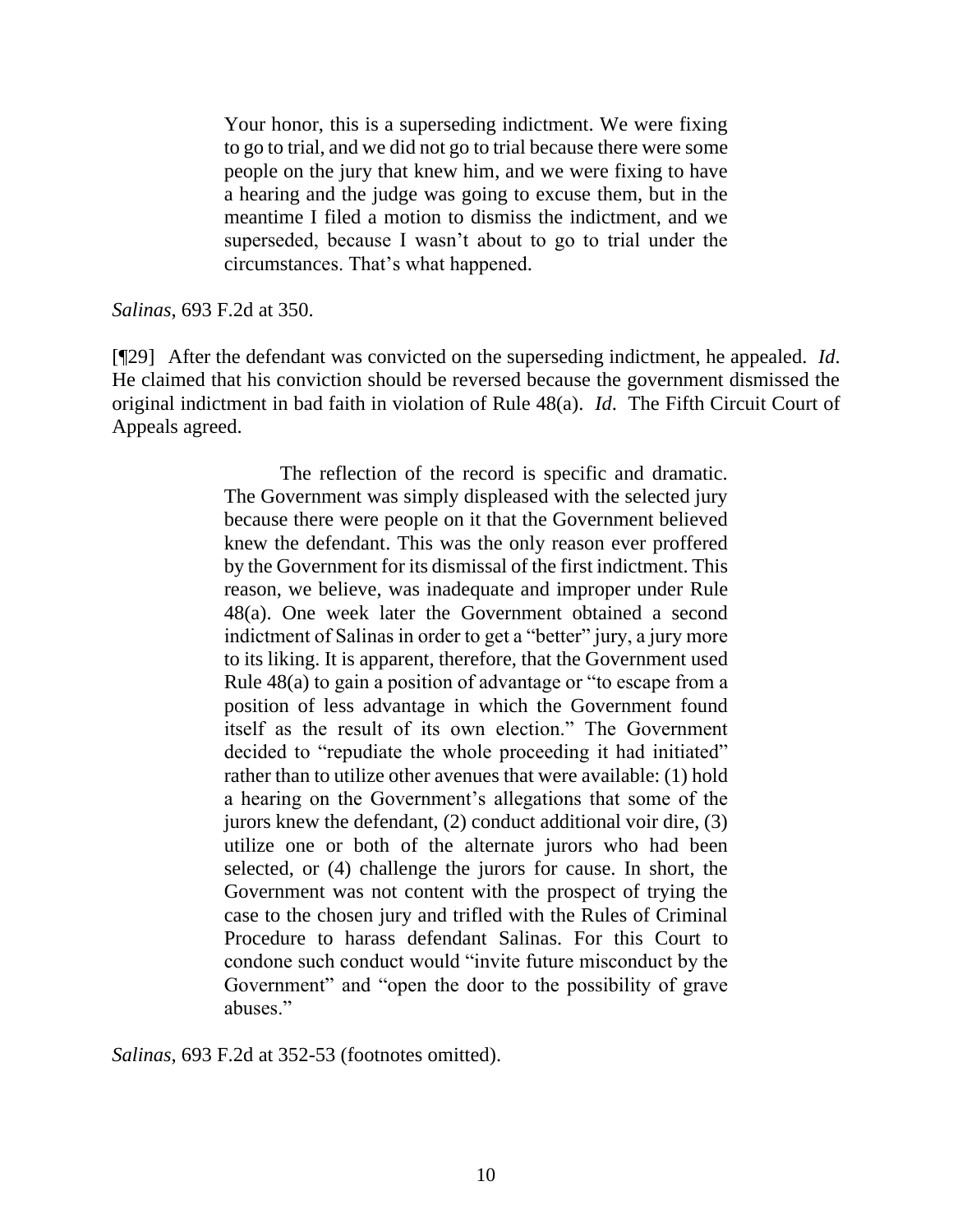> Your honor, this is a superseding indictment. We were fixing to go to trial, and we did not go to trial because there were some people on the jury that knew him, and we were fixing to have a hearing and the judge was going to excuse them, but in the meantime I filed a motion to dismiss the indictment, and we superseded, because I wasn't about to go to trial under the circumstances. That's what happened.

*Salinas*, 693 F.2d at 350.

[¶29] After the defendant was convicted on the superseding indictment, he appealed. *Id*. He claimed that his conviction should be reversed because the government dismissed the original indictment in bad faith in violation of Rule 48(a). *Id*. The Fifth Circuit Court of Appeals agreed.

> The reflection of the record is specific and dramatic. The Government was simply displeased with the selected jury because there were people on it that the Government believed knew the defendant. This was the only reason ever proffered by the Government for its dismissal of the first indictment. This reason, we believe, was inadequate and improper under Rule 48(a). One week later the Government obtained a second indictment of Salinas in order to get a "better" jury, a jury more to its liking. It is apparent, therefore, that the Government used Rule 48(a) to gain a position of advantage or "to escape from a position of less advantage in which the Government found itself as the result of its own election." The Government decided to "repudiate the whole proceeding it had initiated" rather than to utilize other avenues that were available: (1) hold a hearing on the Government's allegations that some of the jurors knew the defendant, (2) conduct additional voir dire, (3) utilize one or both of the alternate jurors who had been selected, or (4) challenge the jurors for cause. In short, the Government was not content with the prospect of trying the case to the chosen jury and trifled with the Rules of Criminal Procedure to harass defendant Salinas. For this Court to condone such conduct would "invite future misconduct by the Government" and "open the door to the possibility of grave abuses."

*Salinas*, 693 F.2d at 352-53 (footnotes omitted).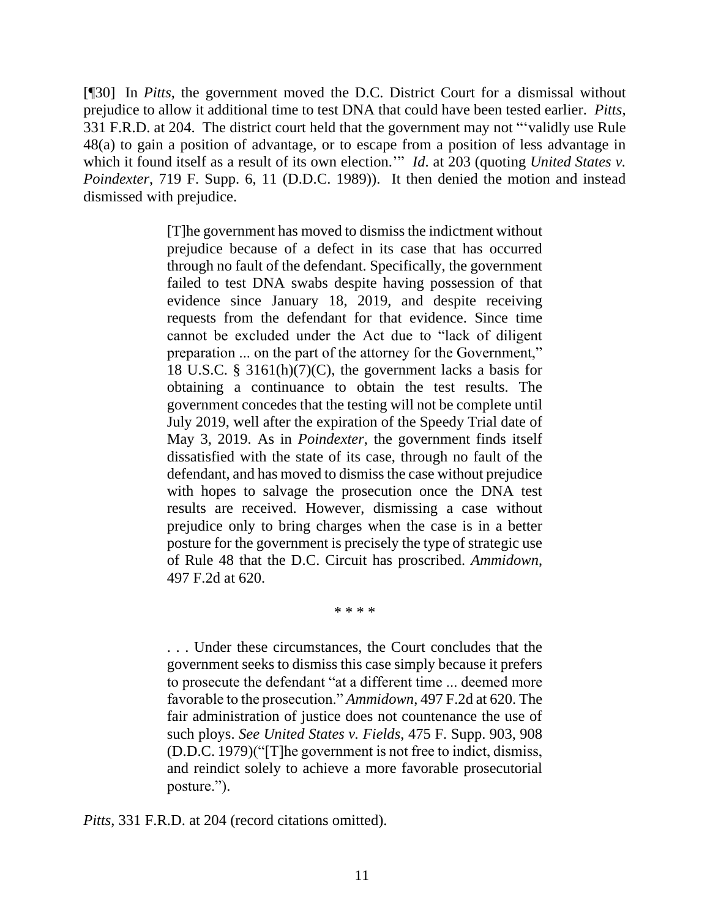[¶30] In *Pitts*, the government moved the D.C. District Court for a dismissal without prejudice to allow it additional time to test DNA that could have been tested earlier. *Pitts*, 331 F.R.D. at 204. The district court held that the government may not "'validly use Rule 48(a) to gain a position of advantage, or to escape from a position of less advantage in which it found itself as a result of its own election.'" *Id*. at 203 (quoting *United States v. Poindexter*, 719 F. Supp. 6, 11 (D.D.C. 1989)). It then denied the motion and instead dismissed with prejudice.

> [T]he government has moved to dismiss the indictment without prejudice because of a defect in its case that has occurred through no fault of the defendant. Specifically, the government failed to test DNA swabs despite having possession of that evidence since January 18, 2019, and despite receiving requests from the defendant for that evidence. Since time cannot be excluded under the Act due to "lack of diligent preparation ... on the part of the attorney for the Government," 18 U.S.C. § 3161(h)(7)(C), the government lacks a basis for obtaining a continuance to obtain the test results. The government concedes that the testing will not be complete until July 2019, well after the expiration of the Speedy Trial date of May 3, 2019. As in *Poindexter*, the government finds itself dissatisfied with the state of its case, through no fault of the defendant, and has moved to dismiss the case without prejudice with hopes to salvage the prosecution once the DNA test results are received. However, dismissing a case without prejudice only to bring charges when the case is in a better posture for the government is precisely the type of strategic use of Rule 48 that the D.C. Circuit has proscribed. *Ammidown*, 497 F.2d at 620.
>
> \* \* \* \*
>
> . . . Under these circumstances, the Court concludes that the government seeks to dismiss this case simply because it prefers to prosecute the defendant "at a different time ... deemed more favorable to the prosecution." *Ammidown*, 497 F.2d at 620. The fair administration of justice does not countenance the use of such ploys. *See United States v. Fields*, 475 F. Supp. 903, 908 (D.D.C. 1979)("[T]he government is not free to indict, dismiss, and reindict solely to achieve a more favorable prosecutorial posture.").

*Pitts*, 331 F.R.D. at 204 (record citations omitted).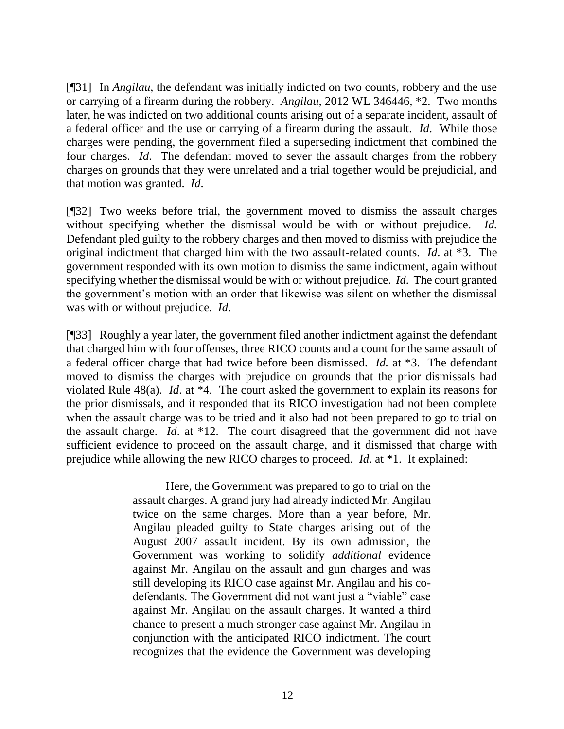[¶31] In *Angilau*, the defendant was initially indicted on two counts, robbery and the use or carrying of a firearm during the robbery. *Angilau*, 2012 WL 346446, *2. Two months later, he was indicted on two additional counts arising out of a separate incident, assault of a federal officer and the use or carrying of a firearm during the assault. *Id*. While those charges were pending, the government filed a superseding indictment that combined the four charges. *Id*. The defendant moved to sever the assault charges from the robbery charges on grounds that they were unrelated and a trial together would be prejudicial, and that motion was granted. *Id*.

[¶32] Two weeks before trial, the government moved to dismiss the assault charges without specifying whether the dismissal would be with or without prejudice. *Id.* Defendant pled guilty to the robbery charges and then moved to dismiss with prejudice the original indictment that charged him with the two assault-related counts. *Id*. at *3. The government responded with its own motion to dismiss the same indictment, again without specifying whether the dismissal would be with or without prejudice. *Id*. The court granted the government's motion with an order that likewise was silent on whether the dismissal was with or without prejudice. *Id*.

[¶33] Roughly a year later, the government filed another indictment against the defendant that charged him with four offenses, three RICO counts and a count for the same assault of a federal officer charge that had twice before been dismissed. *Id.* at *3. The defendant moved to dismiss the charges with prejudice on grounds that the prior dismissals had violated Rule 48(a). *Id*. at *4. The court asked the government to explain its reasons for the prior dismissals, and it responded that its RICO investigation had not been complete when the assault charge was to be tried and it also had not been prepared to go to trial on the assault charge. *Id*. at *12. The court disagreed that the government did not have sufficient evidence to proceed on the assault charge, and it dismissed that charge with prejudice while allowing the new RICO charges to proceed. *Id*. at *1. It explained:

> Here, the Government was prepared to go to trial on the assault charges. A grand jury had already indicted Mr. Angilau twice on the same charges. More than a year before, Mr. Angilau pleaded guilty to State charges arising out of the August 2007 assault incident. By its own admission, the Government was working to solidify *additional* evidence against Mr. Angilau on the assault and gun charges and was still developing its RICO case against Mr. Angilau and his co-defendants. The Government did not want just a "viable" case against Mr. Angilau on the assault charges. It wanted a third chance to present a much stronger case against Mr. Angilau in conjunction with the anticipated RICO indictment. The court recognizes that the evidence the Government was developing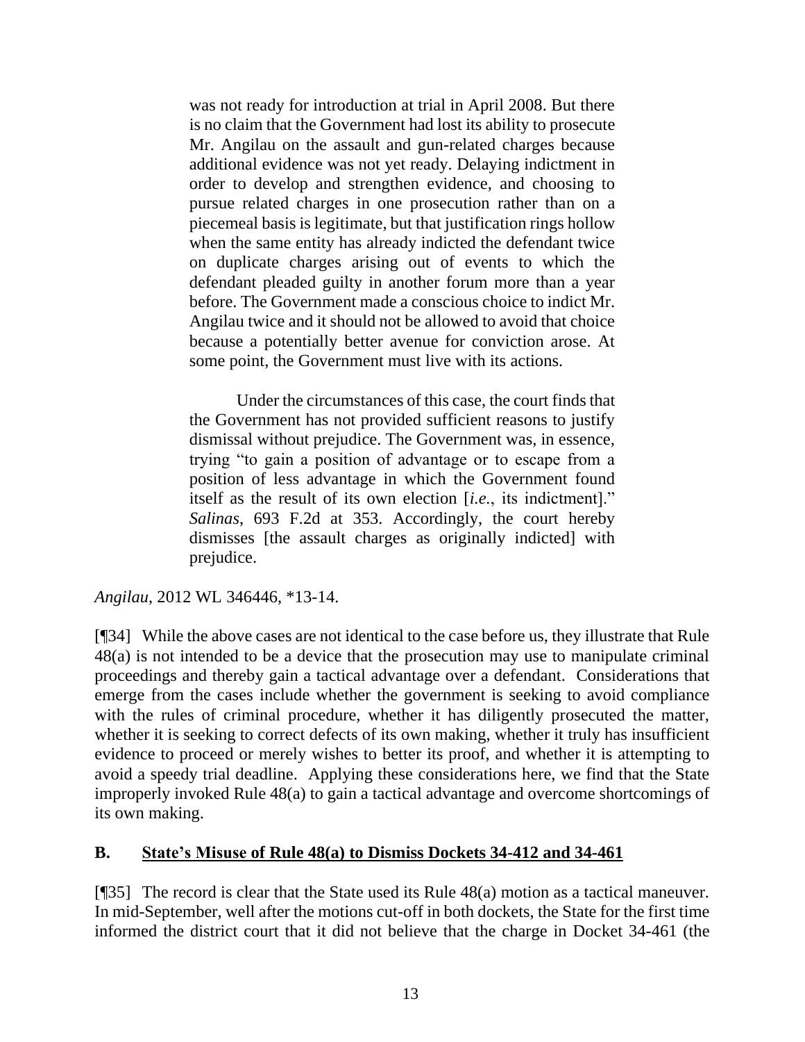> was not ready for introduction at trial in April 2008. But there is no claim that the Government had lost its ability to prosecute Mr. Angilau on the assault and gun-related charges because additional evidence was not yet ready. Delaying indictment in order to develop and strengthen evidence, and choosing to pursue related charges in one prosecution rather than on a piecemeal basis is legitimate, but that justification rings hollow when the same entity has already indicted the defendant twice on duplicate charges arising out of events to which the defendant pleaded guilty in another forum more than a year before. The Government made a conscious choice to indict Mr. Angilau twice and it should not be allowed to avoid that choice because a potentially better avenue for conviction arose. At some point, the Government must live with its actions.
>
> Under the circumstances of this case, the court finds that the Government has not provided sufficient reasons to justify dismissal without prejudice. The Government was, in essence, trying "to gain a position of advantage or to escape from a position of less advantage in which the Government found itself as the result of its own election [*i.e.*, its indictment]." *Salinas*, 693 F.2d at 353. Accordingly, the court hereby dismisses [the assault charges as originally indicted] with prejudice.

*Angilau*, 2012 WL 346446, *13-14.

[¶34] While the above cases are not identical to the case before us, they illustrate that Rule 48(a) is not intended to be a device that the prosecution may use to manipulate criminal proceedings and thereby gain a tactical advantage over a defendant. Considerations that emerge from the cases include whether the government is seeking to avoid compliance with the rules of criminal procedure, whether it has diligently prosecuted the matter, whether it is seeking to correct defects of its own making, whether it truly has insufficient evidence to proceed or merely wishes to better its proof, and whether it is attempting to avoid a speedy trial deadline. Applying these considerations here, we find that the State improperly invoked Rule 48(a) to gain a tactical advantage and overcome shortcomings of its own making.

## B. State's Misuse of Rule 48(a) to Dismiss Dockets 34-412 and 34-461

[¶35] The record is clear that the State used its Rule 48(a) motion as a tactical maneuver. In mid-September, well after the motions cut-off in both dockets, the State for the first time informed the district court that it did not believe that the charge in Docket 34-461 (the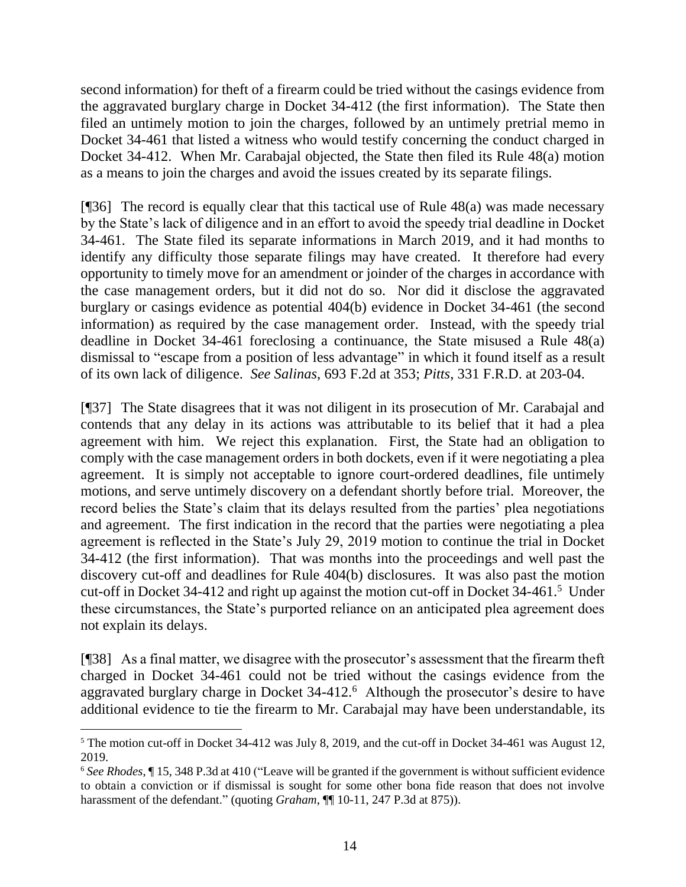second information) for theft of a firearm could be tried without the casings evidence from the aggravated burglary charge in Docket 34-412 (the first information). The State then filed an untimely motion to join the charges, followed by an untimely pretrial memo in Docket 34-461 that listed a witness who would testify concerning the conduct charged in Docket 34-412. When Mr. Carabajal objected, the State then filed its Rule 48(a) motion as a means to join the charges and avoid the issues created by its separate filings.

[¶36] The record is equally clear that this tactical use of Rule 48(a) was made necessary by the State's lack of diligence and in an effort to avoid the speedy trial deadline in Docket 34-461. The State filed its separate informations in March 2019, and it had months to identify any difficulty those separate filings may have created. It therefore had every opportunity to timely move for an amendment or joinder of the charges in accordance with the case management orders, but it did not do so. Nor did it disclose the aggravated burglary or casings evidence as potential 404(b) evidence in Docket 34-461 (the second information) as required by the case management order. Instead, with the speedy trial deadline in Docket 34-461 foreclosing a continuance, the State misused a Rule 48(a) dismissal to "escape from a position of less advantage" in which it found itself as a result of its own lack of diligence. *See Salinas*, 693 F.2d at 353; *Pitts*, 331 F.R.D. at 203-04.

[¶37] The State disagrees that it was not diligent in its prosecution of Mr. Carabajal and contends that any delay in its actions was attributable to its belief that it had a plea agreement with him. We reject this explanation. First, the State had an obligation to comply with the case management orders in both dockets, even if it were negotiating a plea agreement. It is simply not acceptable to ignore court-ordered deadlines, file untimely motions, and serve untimely discovery on a defendant shortly before trial. Moreover, the record belies the State's claim that its delays resulted from the parties' plea negotiations and agreement. The first indication in the record that the parties were negotiating a plea agreement is reflected in the State's July 29, 2019 motion to continue the trial in Docket 34-412 (the first information). That was months into the proceedings and well past the discovery cut-off and deadlines for Rule 404(b) disclosures. It was also past the motion cut-off in Docket 34-412 and right up against the motion cut-off in Docket 34-461.[5] Under these circumstances, the State's purported reliance on an anticipated plea agreement does not explain its delays.

[¶38] As a final matter, we disagree with the prosecutor's assessment that the firearm theft charged in Docket 34-461 could not be tried without the casings evidence from the aggravated burglary charge in Docket 34-412.[6] Although the prosecutor's desire to have additional evidence to tie the firearm to Mr. Carabajal may have been understandable, its

---

[5] The motion cut-off in Docket 34-412 was July 8, 2019, and the cut-off in Docket 34-461 was August 12, 2019.

[6] *See Rhodes*, ¶ 15, 348 P.3d at 410 ("Leave will be granted if the government is without sufficient evidence to obtain a conviction or if dismissal is sought for some other bona fide reason that does not involve harassment of the defendant." (quoting *Graham*, ¶¶ 10-11, 247 P.3d at 875)).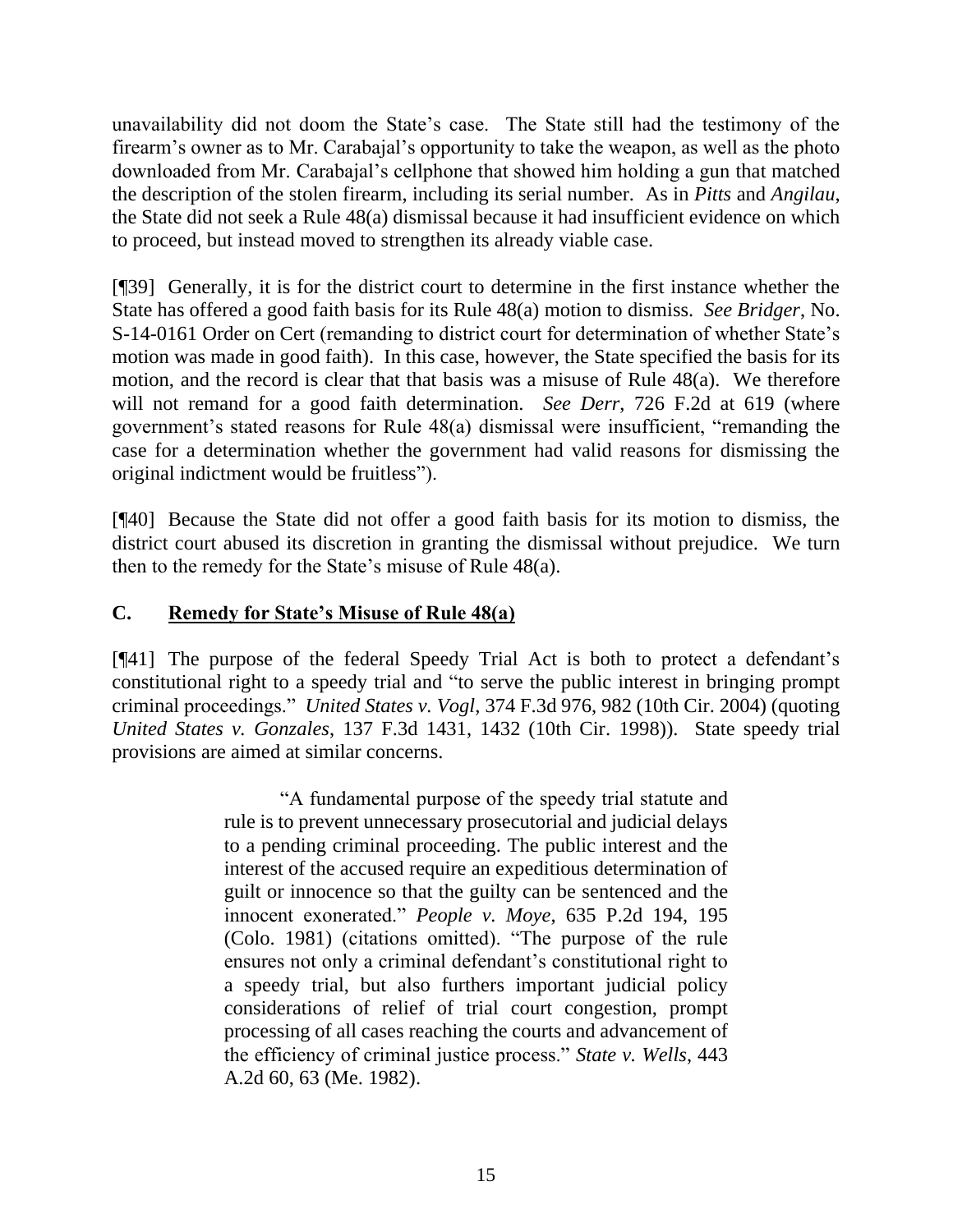unavailability did not doom the State's case. The State still had the testimony of the firearm's owner as to Mr. Carabajal's opportunity to take the weapon, as well as the photo downloaded from Mr. Carabajal's cellphone that showed him holding a gun that matched the description of the stolen firearm, including its serial number. As in *Pitts* and *Angilau*, the State did not seek a Rule 48(a) dismissal because it had insufficient evidence on which to proceed, but instead moved to strengthen its already viable case.

[¶39] Generally, it is for the district court to determine in the first instance whether the State has offered a good faith basis for its Rule 48(a) motion to dismiss. *See Bridger*, No. S-14-0161 Order on Cert (remanding to district court for determination of whether State's motion was made in good faith). In this case, however, the State specified the basis for its motion, and the record is clear that that basis was a misuse of Rule 48(a). We therefore will not remand for a good faith determination. *See Derr*, 726 F.2d at 619 (where government's stated reasons for Rule 48(a) dismissal were insufficient, "remanding the case for a determination whether the government had valid reasons for dismissing the original indictment would be fruitless").

[¶40] Because the State did not offer a good faith basis for its motion to dismiss, the district court abused its discretion in granting the dismissal without prejudice. We turn then to the remedy for the State's misuse of Rule 48(a).

### C. <u>Remedy for State's Misuse of Rule 48(a)</u>

[¶41] The purpose of the federal Speedy Trial Act is both to protect a defendant's constitutional right to a speedy trial and "to serve the public interest in bringing prompt criminal proceedings." *United States v. Vogl*, 374 F.3d 976, 982 (10th Cir. 2004) (quoting *United States v. Gonzales*, 137 F.3d 1431, 1432 (10th Cir. 1998)). State speedy trial provisions are aimed at similar concerns.

> "A fundamental purpose of the speedy trial statute and rule is to prevent unnecessary prosecutorial and judicial delays to a pending criminal proceeding. The public interest and the interest of the accused require an expeditious determination of guilt or innocence so that the guilty can be sentenced and the innocent exonerated." *People v. Moye*, 635 P.2d 194, 195 (Colo. 1981) (citations omitted). "The purpose of the rule ensures not only a criminal defendant's constitutional right to a speedy trial, but also furthers important judicial policy considerations of relief of trial court congestion, prompt processing of all cases reaching the courts and advancement of the efficiency of criminal justice process." *State v. Wells*, 443 A.2d 60, 63 (Me. 1982).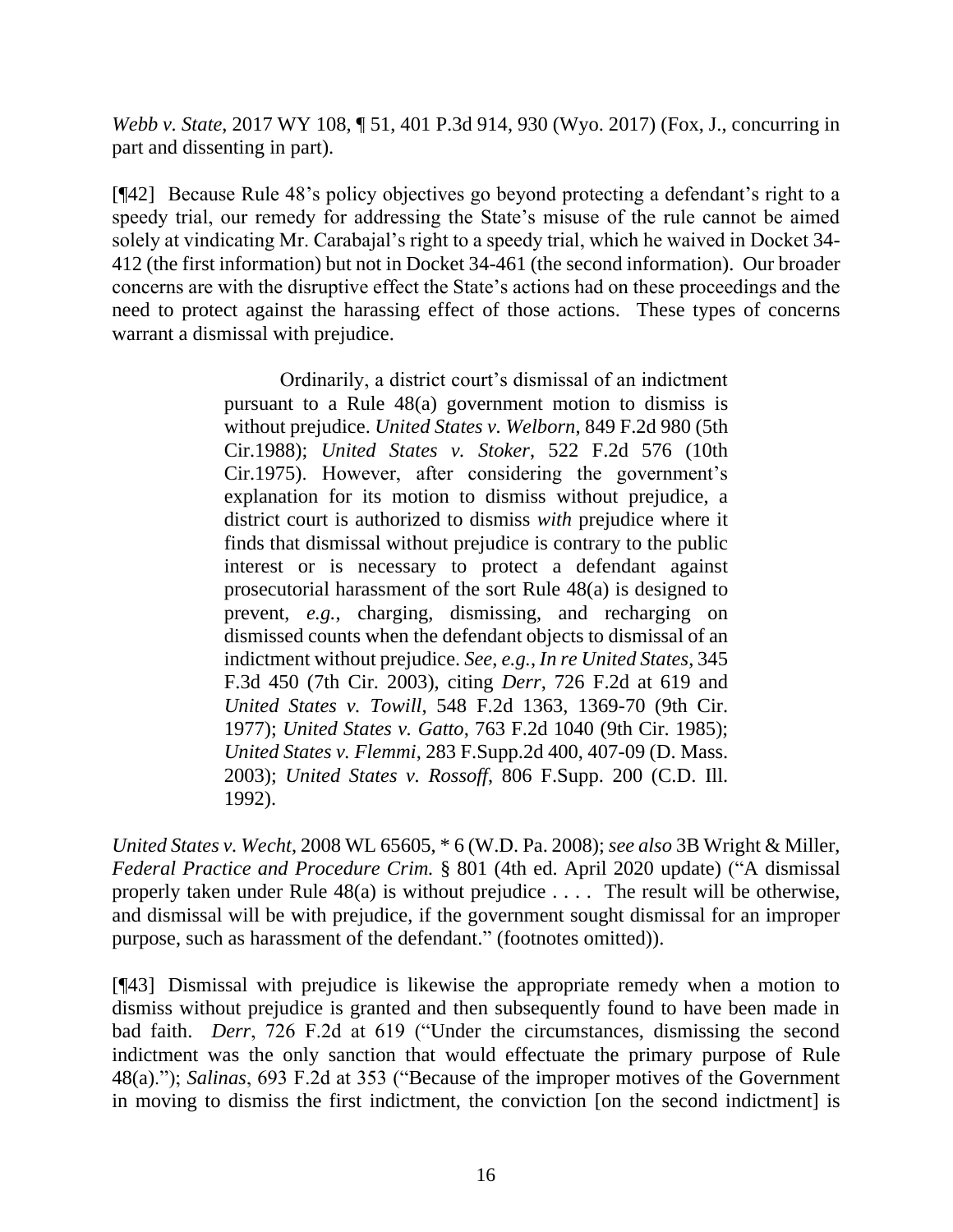*Webb v. State*, 2017 WY 108, ¶ 51, 401 P.3d 914, 930 (Wyo. 2017) (Fox, J., concurring in part and dissenting in part).

[¶42] Because Rule 48's policy objectives go beyond protecting a defendant's right to a speedy trial, our remedy for addressing the State's misuse of the rule cannot be aimed solely at vindicating Mr. Carabajal's right to a speedy trial, which he waived in Docket 34-412 (the first information) but not in Docket 34-461 (the second information). Our broader concerns are with the disruptive effect the State's actions had on these proceedings and the need to protect against the harassing effect of those actions. These types of concerns warrant a dismissal with prejudice.

> Ordinarily, a district court's dismissal of an indictment pursuant to a Rule 48(a) government motion to dismiss is without prejudice. *United States v. Welborn*, 849 F.2d 980 (5th Cir.1988); *United States v. Stoker*, 522 F.2d 576 (10th Cir.1975). However, after considering the government's explanation for its motion to dismiss without prejudice, a district court is authorized to dismiss *with* prejudice where it finds that dismissal without prejudice is contrary to the public interest or is necessary to protect a defendant against prosecutorial harassment of the sort Rule 48(a) is designed to prevent, *e.g.*, charging, dismissing, and recharging on dismissed counts when the defendant objects to dismissal of an indictment without prejudice. *See, e.g.*, *In re United States*, 345 F.3d 450 (7th Cir. 2003), citing *Derr*, 726 F.2d at 619 and *United States v. Towill*, 548 F.2d 1363, 1369-70 (9th Cir. 1977); *United States v. Gatto*, 763 F.2d 1040 (9th Cir. 1985); *United States v. Flemmi*, 283 F.Supp.2d 400, 407-09 (D. Mass. 2003); *United States v. Rossoff*, 806 F.Supp. 200 (C.D. Ill. 1992).

*United States v. Wecht*, 2008 WL 65605, * 6 (W.D. Pa. 2008); *see also* 3B Wright & Miller, *Federal Practice and Procedure Crim.* § 801 (4th ed. April 2020 update) ("A dismissal properly taken under Rule 48(a) is without prejudice . . . . The result will be otherwise, and dismissal will be with prejudice, if the government sought dismissal for an improper purpose, such as harassment of the defendant." (footnotes omitted)).

[¶43] Dismissal with prejudice is likewise the appropriate remedy when a motion to dismiss without prejudice is granted and then subsequently found to have been made in bad faith. *Derr*, 726 F.2d at 619 ("Under the circumstances, dismissing the second indictment was the only sanction that would effectuate the primary purpose of Rule 48(a)."); *Salinas*, 693 F.2d at 353 ("Because of the improper motives of the Government in moving to dismiss the first indictment, the conviction [on the second indictment] is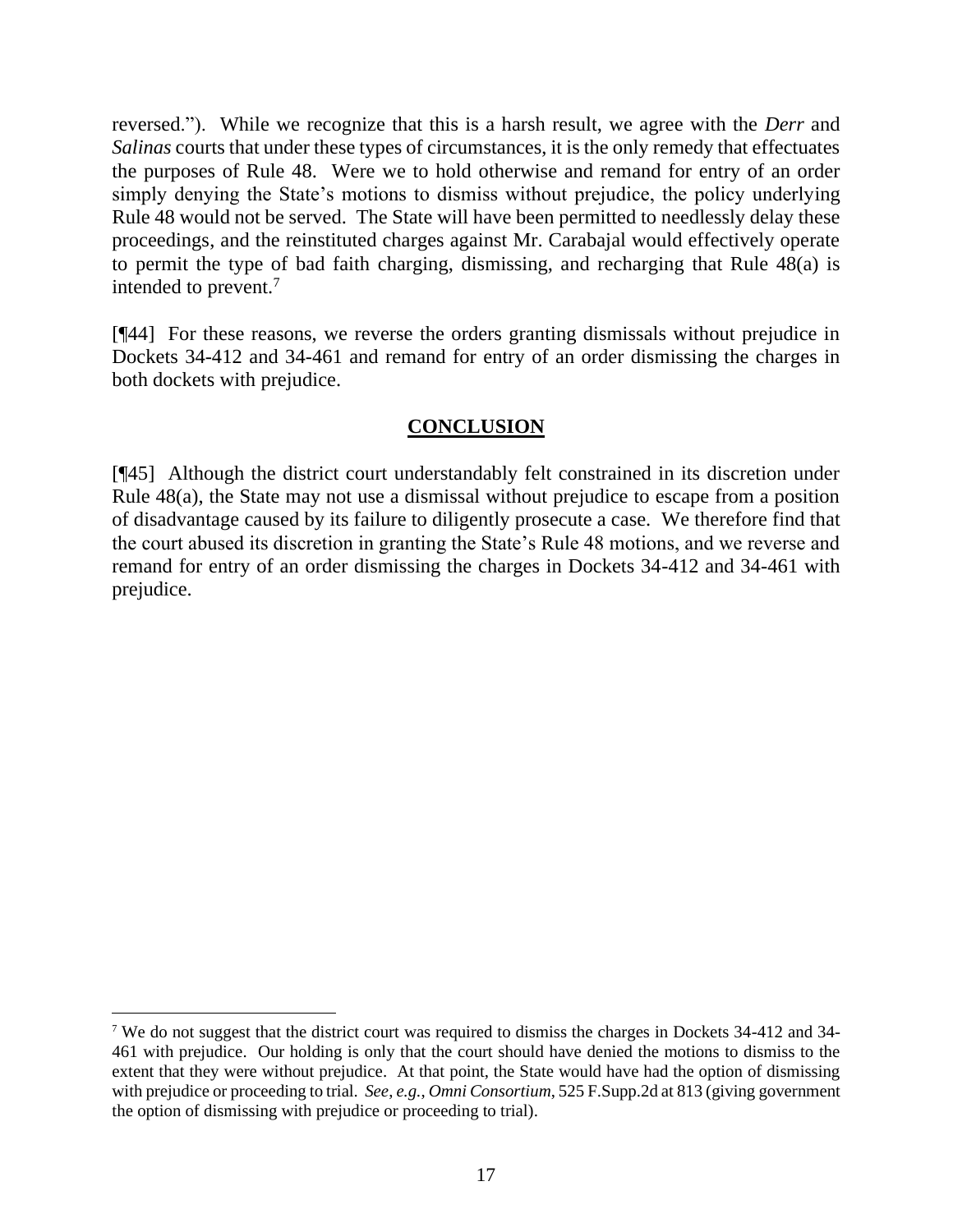reversed."). While we recognize that this is a harsh result, we agree with the *Derr* and *Salinas* courts that under these types of circumstances, it is the only remedy that effectuates the purposes of Rule 48. Were we to hold otherwise and remand for entry of an order simply denying the State's motions to dismiss without prejudice, the policy underlying Rule 48 would not be served. The State will have been permitted to needlessly delay these proceedings, and the reinstituted charges against Mr. Carabajal would effectively operate to permit the type of bad faith charging, dismissing, and recharging that Rule 48(a) is intended to prevent.[7]

[¶44] For these reasons, we reverse the orders granting dismissals without prejudice in Dockets 34-412 and 34-461 and remand for entry of an order dismissing the charges in both dockets with prejudice.

## CONCLUSION

[¶45] Although the district court understandably felt constrained in its discretion under Rule 48(a), the State may not use a dismissal without prejudice to escape from a position of disadvantage caused by its failure to diligently prosecute a case. We therefore find that the court abused its discretion in granting the State's Rule 48 motions, and we reverse and remand for entry of an order dismissing the charges in Dockets 34-412 and 34-461 with prejudice.

---

[7] We do not suggest that the district court was required to dismiss the charges in Dockets 34-412 and 34-461 with prejudice. Our holding is only that the court should have denied the motions to dismiss to the extent that they were without prejudice. At that point, the State would have had the option of dismissing with prejudice or proceeding to trial. *See, e.g., Omni Consortium*, 525 F.Supp.2d at 813 (giving government the option of dismissing with prejudice or proceeding to trial).